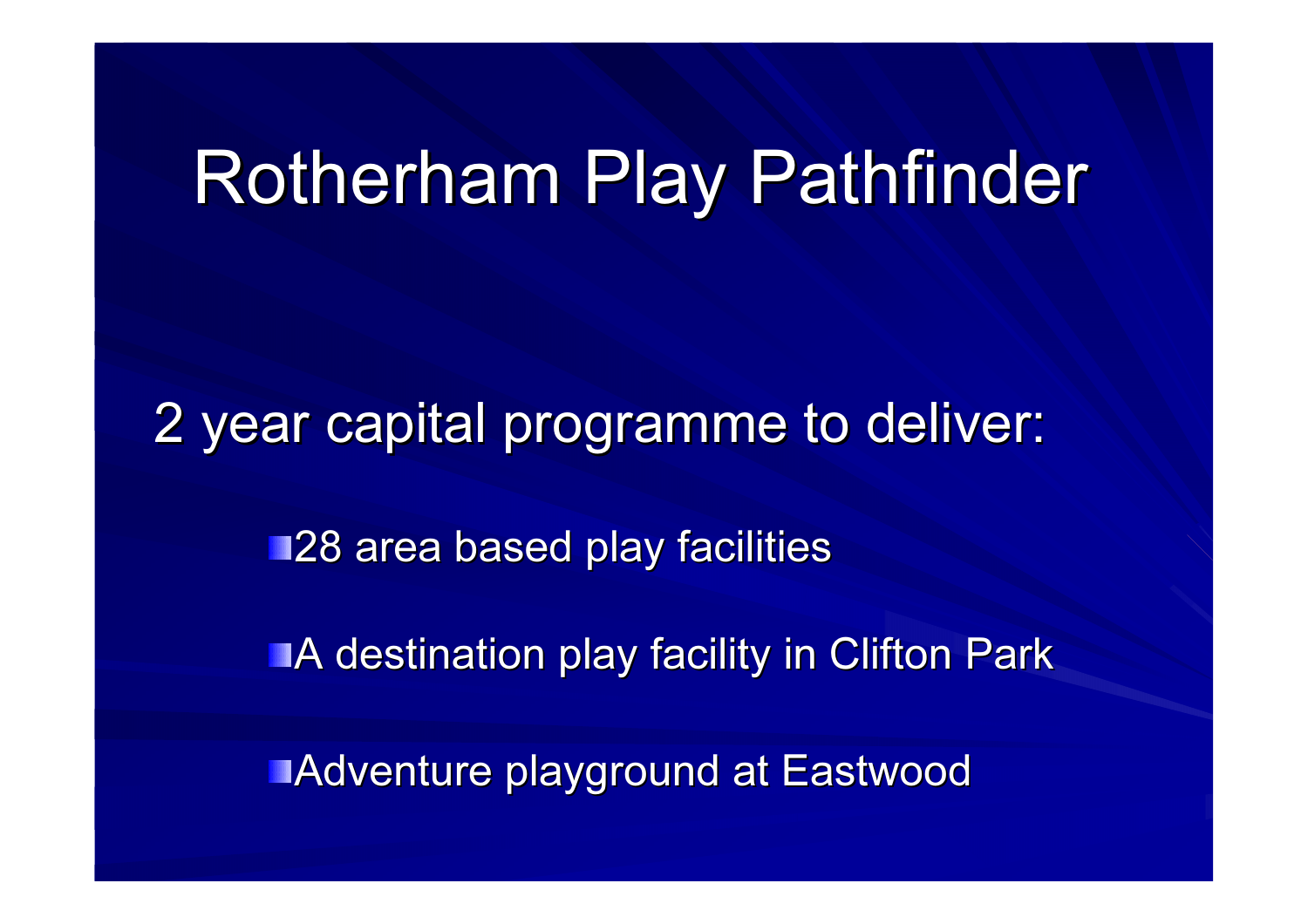# Rotherham Play Pathfinder

2 year capital programme to deliver:

- 28 area based play facilities
- A destination play facility in Clifton Park
- Adventure playground at Eastwood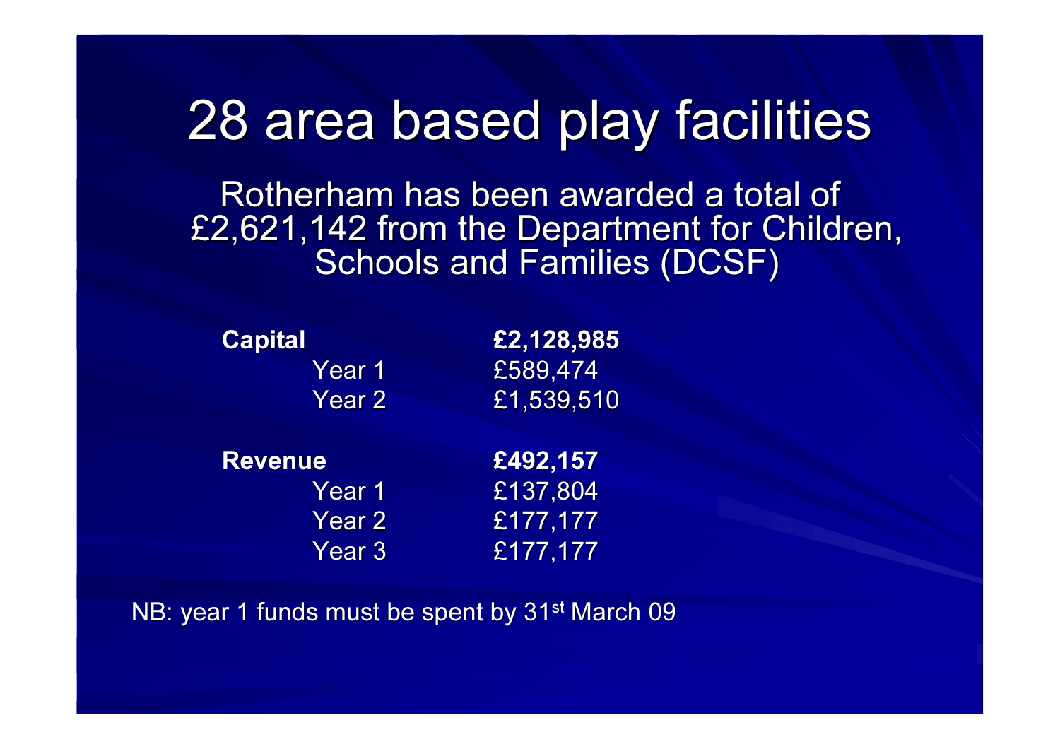# 28 area based play facilities

Rotherham has been awarded a total of £2,621,142 from the Department for Children, Schools and Families (DCSF)

| | | |
|---|---|---|
| **Capital** | | **£2,128,985** |
| | Year 1 | £589,474 |
| | Year 2 | £1,539,510 |
| **Revenue** | | **£492,157** |
| | Year 1 | £137,804 |
| | Year 2 | £177,177 |
| | Year 3 | £177,177 |

NB: year 1 funds must be spent by 31st March 09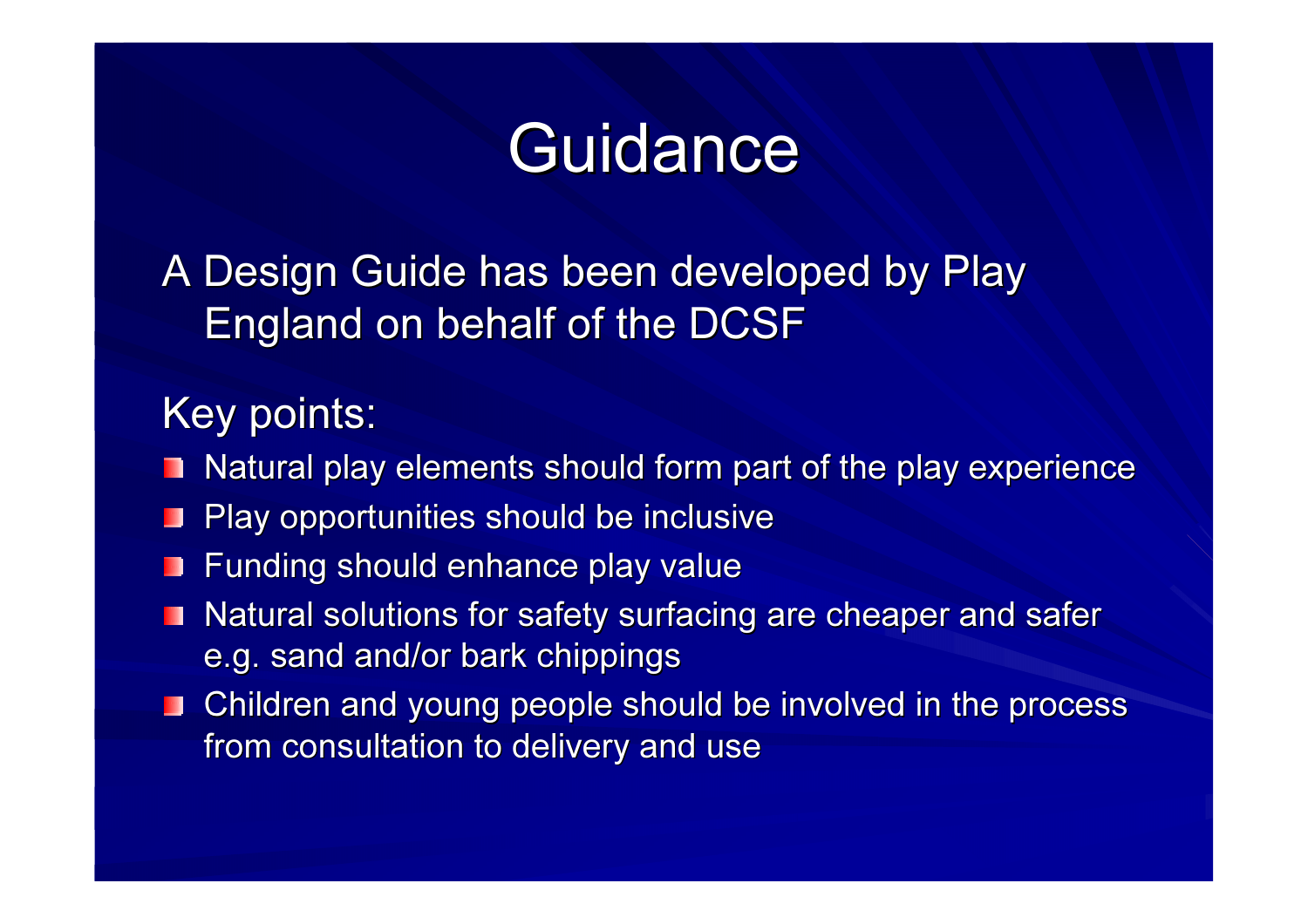# Guidance

A Design Guide has been developed by Play England on behalf of the DCSF

Key points:

- Natural play elements should form part of the play experience
- Play opportunities should be inclusive
- Funding should enhance play value
- Natural solutions for safety surfacing are cheaper and safer e.g. sand and/or bark chippings
- Children and young people should be involved in the process from consultation to delivery and use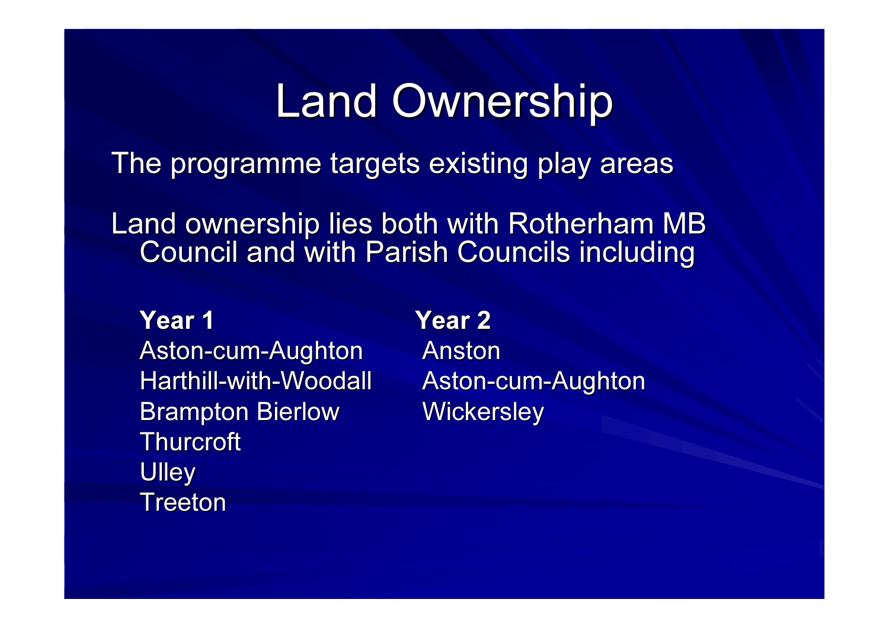# Land Ownership

The programme targets existing play areas

Land ownership lies both with Rotherham MB Council and with Parish Councils including

| **Year 1** | **Year 2** |
| --- | --- |
| Aston-cum-Aughton | Anston |
| Harthill-with-Woodall | Aston-cum-Aughton |
| Brampton Bierlow | Wickersley |
| Thurcroft | |
| Ulley | |
| Treeton | |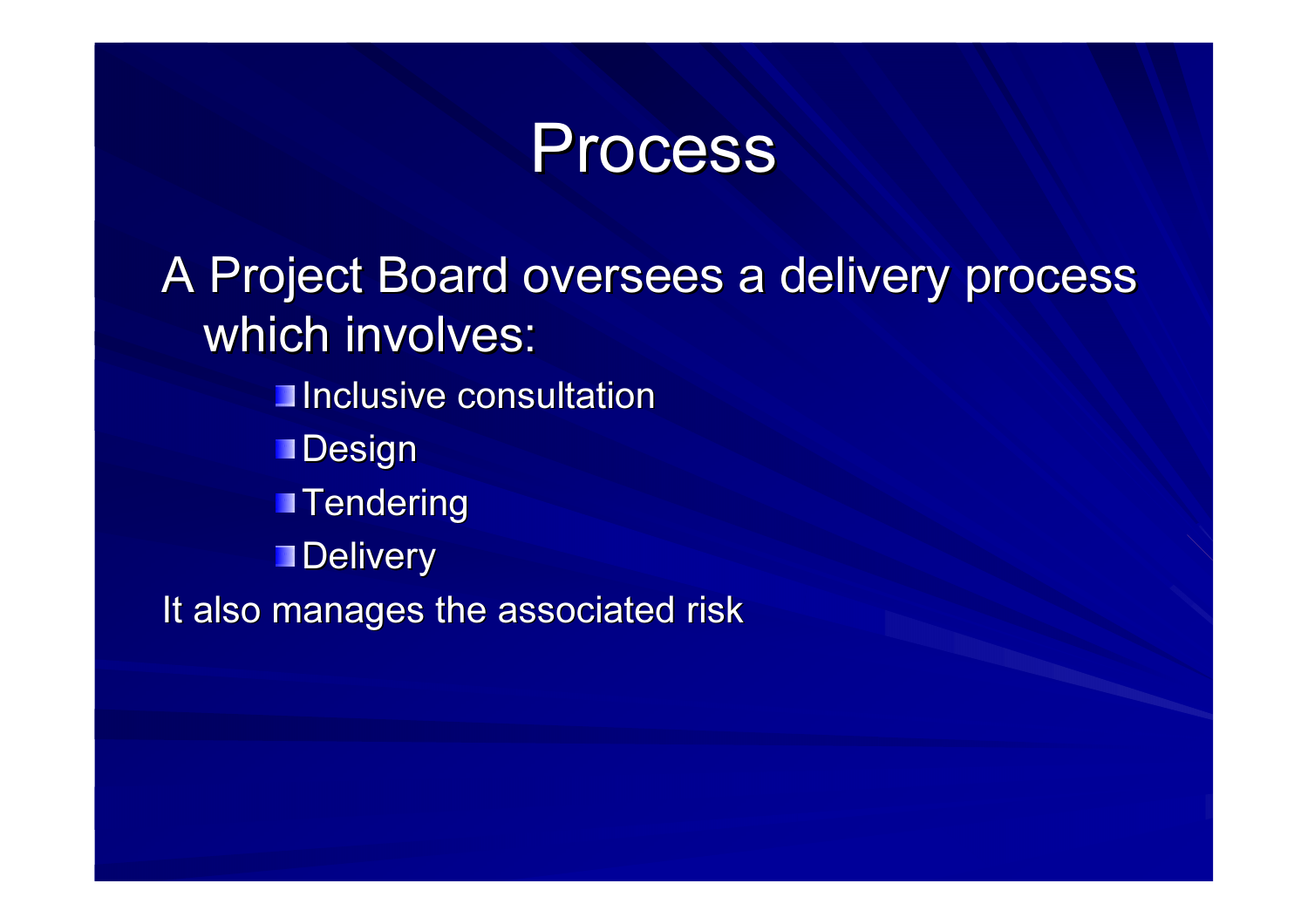# Process

A Project Board oversees a delivery process which involves:

- Inclusive consultation
- Design
- Tendering
- Delivery

It also manages the associated risk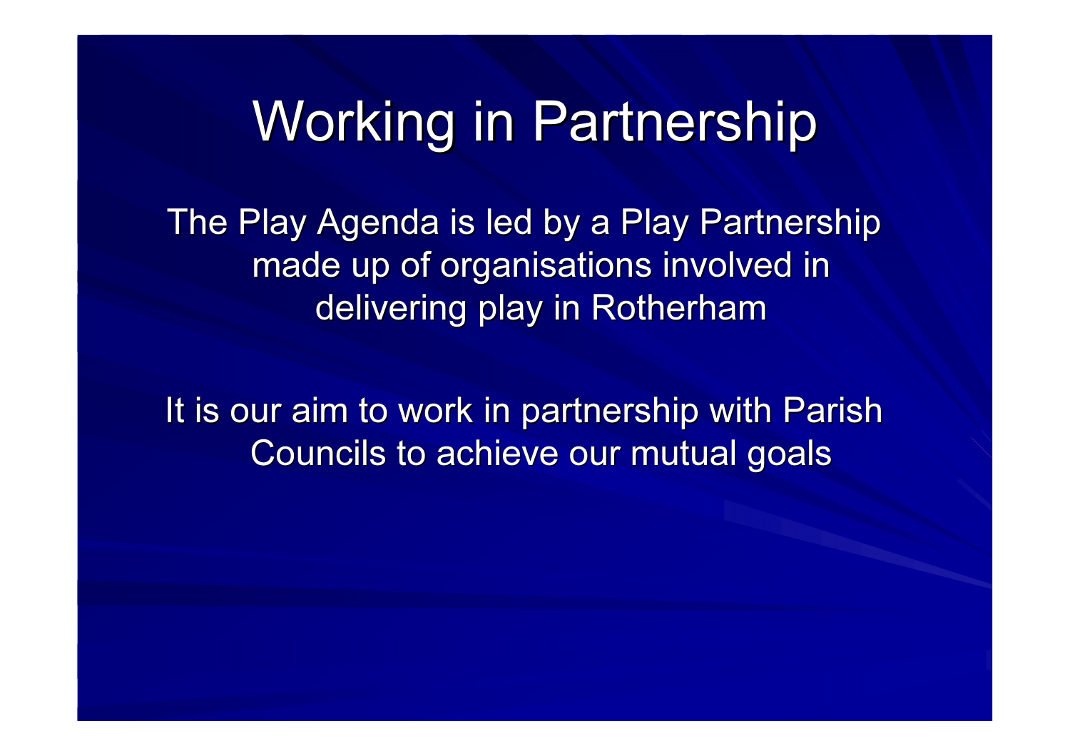# Working in Partnership

The Play Agenda is led by a Play Partnership made up of organisations involved in delivering play in Rotherham

It is our aim to work in partnership with Parish Councils to achieve our mutual goals